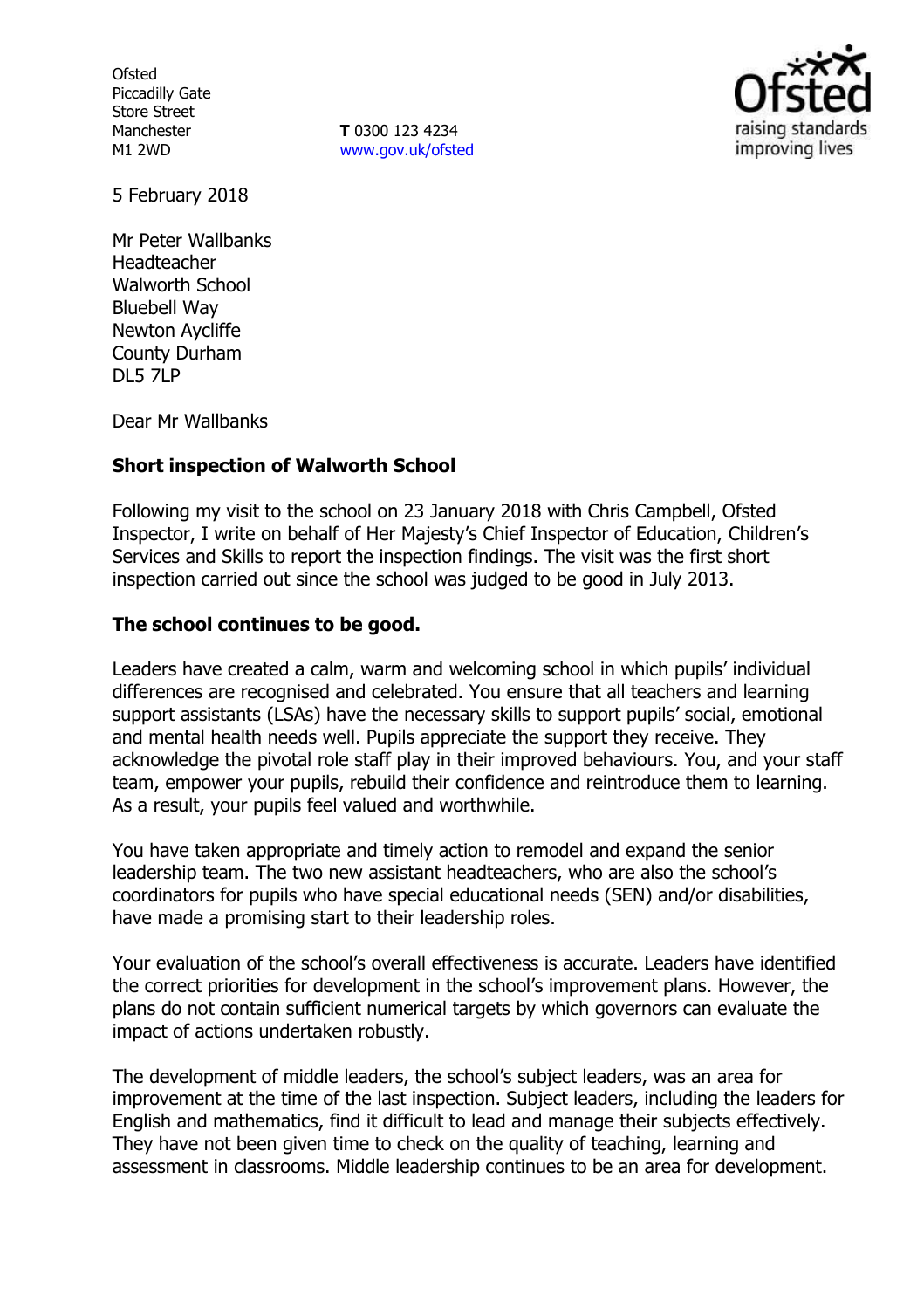Ofsted
Piccadilly Gate
Store Street
Manchester
M1 2WD

**T** 0300 123 4234
www.gov.uk/ofsted

5 February 2018

Mr Peter Wallbanks
Headteacher
Walworth School
Bluebell Way
Newton Aycliffe
County Durham
DL5 7LP

Dear Mr Wallbanks

**Short inspection of Walworth School**

Following my visit to the school on 23 January 2018 with Chris Campbell, Ofsted Inspector, I write on behalf of Her Majesty's Chief Inspector of Education, Children's Services and Skills to report the inspection findings. The visit was the first short inspection carried out since the school was judged to be good in July 2013.

**The school continues to be good.**

Leaders have created a calm, warm and welcoming school in which pupils' individual differences are recognised and celebrated. You ensure that all teachers and learning support assistants (LSAs) have the necessary skills to support pupils' social, emotional and mental health needs well. Pupils appreciate the support they receive. They acknowledge the pivotal role staff play in their improved behaviours. You, and your staff team, empower your pupils, rebuild their confidence and reintroduce them to learning. As a result, your pupils feel valued and worthwhile.

You have taken appropriate and timely action to remodel and expand the senior leadership team. The two new assistant headteachers, who are also the school's coordinators for pupils who have special educational needs (SEN) and/or disabilities, have made a promising start to their leadership roles.

Your evaluation of the school's overall effectiveness is accurate. Leaders have identified the correct priorities for development in the school's improvement plans. However, the plans do not contain sufficient numerical targets by which governors can evaluate the impact of actions undertaken robustly.

The development of middle leaders, the school's subject leaders, was an area for improvement at the time of the last inspection. Subject leaders, including the leaders for English and mathematics, find it difficult to lead and manage their subjects effectively. They have not been given time to check on the quality of teaching, learning and assessment in classrooms. Middle leadership continues to be an area for development.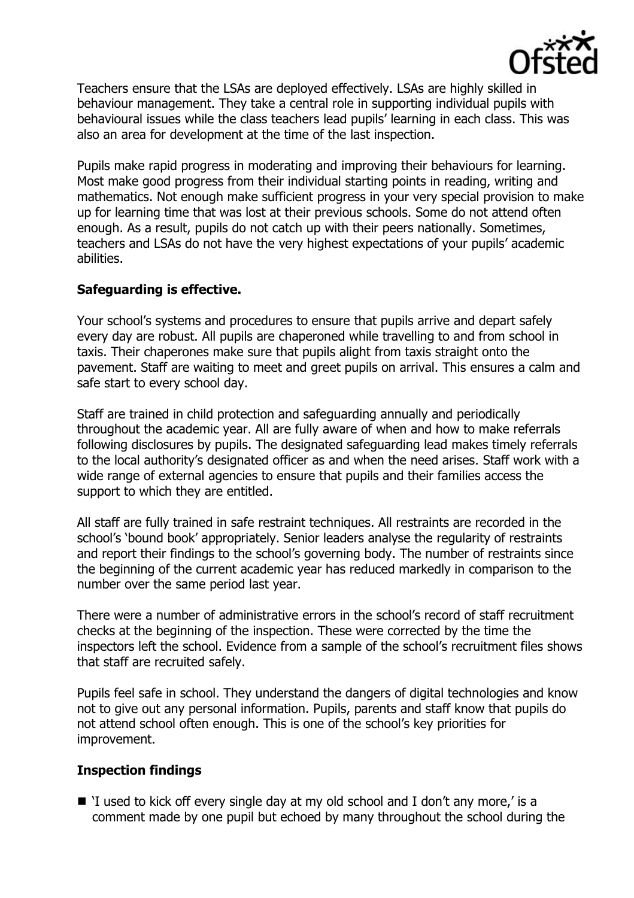Teachers ensure that the LSAs are deployed effectively. LSAs are highly skilled in behaviour management. They take a central role in supporting individual pupils with behavioural issues while the class teachers lead pupils' learning in each class. This was also an area for development at the time of the last inspection.

Pupils make rapid progress in moderating and improving their behaviours for learning. Most make good progress from their individual starting points in reading, writing and mathematics. Not enough make sufficient progress in your very special provision to make up for learning time that was lost at their previous schools. Some do not attend often enough. As a result, pupils do not catch up with their peers nationally. Sometimes, teachers and LSAs do not have the very highest expectations of your pupils' academic abilities.

## Safeguarding is effective.

Your school's systems and procedures to ensure that pupils arrive and depart safely every day are robust. All pupils are chaperoned while travelling to and from school in taxis. Their chaperones make sure that pupils alight from taxis straight onto the pavement. Staff are waiting to meet and greet pupils on arrival. This ensures a calm and safe start to every school day.

Staff are trained in child protection and safeguarding annually and periodically throughout the academic year. All are fully aware of when and how to make referrals following disclosures by pupils. The designated safeguarding lead makes timely referrals to the local authority's designated officer as and when the need arises. Staff work with a wide range of external agencies to ensure that pupils and their families access the support to which they are entitled.

All staff are fully trained in safe restraint techniques. All restraints are recorded in the school's 'bound book' appropriately. Senior leaders analyse the regularity of restraints and report their findings to the school's governing body. The number of restraints since the beginning of the current academic year has reduced markedly in comparison to the number over the same period last year.

There were a number of administrative errors in the school's record of staff recruitment checks at the beginning of the inspection. These were corrected by the time the inspectors left the school. Evidence from a sample of the school's recruitment files shows that staff are recruited safely.

Pupils feel safe in school. They understand the dangers of digital technologies and know not to give out any personal information. Pupils, parents and staff know that pupils do not attend school often enough. This is one of the school's key priorities for improvement.

## Inspection findings

- 'I used to kick off every single day at my old school and I don't any more,' is a comment made by one pupil but echoed by many throughout the school during the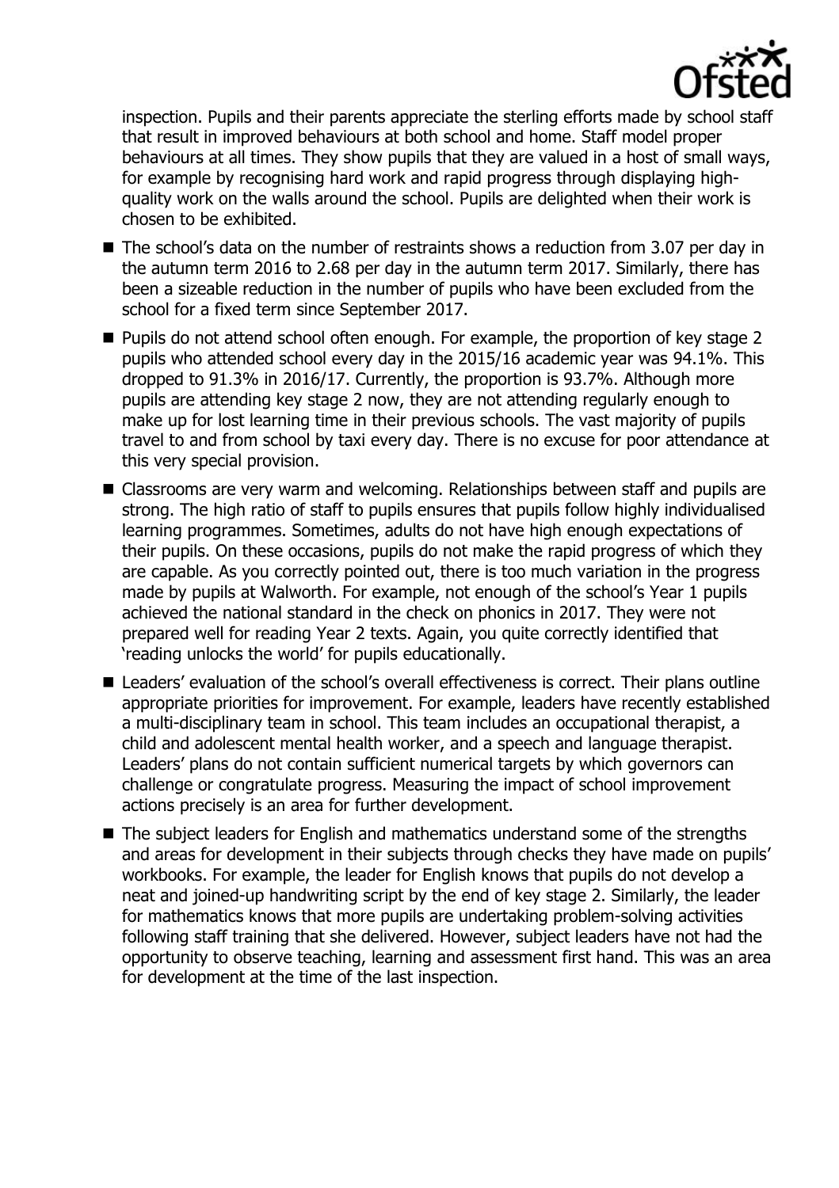inspection. Pupils and their parents appreciate the sterling efforts made by school staff that result in improved behaviours at both school and home. Staff model proper behaviours at all times. They show pupils that they are valued in a host of small ways, for example by recognising hard work and rapid progress through displaying high-quality work on the walls around the school. Pupils are delighted when their work is chosen to be exhibited.

- The school's data on the number of restraints shows a reduction from 3.07 per day in the autumn term 2016 to 2.68 per day in the autumn term 2017. Similarly, there has been a sizeable reduction in the number of pupils who have been excluded from the school for a fixed term since September 2017.
- Pupils do not attend school often enough. For example, the proportion of key stage 2 pupils who attended school every day in the 2015/16 academic year was 94.1%. This dropped to 91.3% in 2016/17. Currently, the proportion is 93.7%. Although more pupils are attending key stage 2 now, they are not attending regularly enough to make up for lost learning time in their previous schools. The vast majority of pupils travel to and from school by taxi every day. There is no excuse for poor attendance at this very special provision.
- Classrooms are very warm and welcoming. Relationships between staff and pupils are strong. The high ratio of staff to pupils ensures that pupils follow highly individualised learning programmes. Sometimes, adults do not have high enough expectations of their pupils. On these occasions, pupils do not make the rapid progress of which they are capable. As you correctly pointed out, there is too much variation in the progress made by pupils at Walworth. For example, not enough of the school's Year 1 pupils achieved the national standard in the check on phonics in 2017. They were not prepared well for reading Year 2 texts. Again, you quite correctly identified that 'reading unlocks the world' for pupils educationally.
- Leaders' evaluation of the school's overall effectiveness is correct. Their plans outline appropriate priorities for improvement. For example, leaders have recently established a multi-disciplinary team in school. This team includes an occupational therapist, a child and adolescent mental health worker, and a speech and language therapist. Leaders' plans do not contain sufficient numerical targets by which governors can challenge or congratulate progress. Measuring the impact of school improvement actions precisely is an area for further development.
- The subject leaders for English and mathematics understand some of the strengths and areas for development in their subjects through checks they have made on pupils' workbooks. For example, the leader for English knows that pupils do not develop a neat and joined-up handwriting script by the end of key stage 2. Similarly, the leader for mathematics knows that more pupils are undertaking problem-solving activities following staff training that she delivered. However, subject leaders have not had the opportunity to observe teaching, learning and assessment first hand. This was an area for development at the time of the last inspection.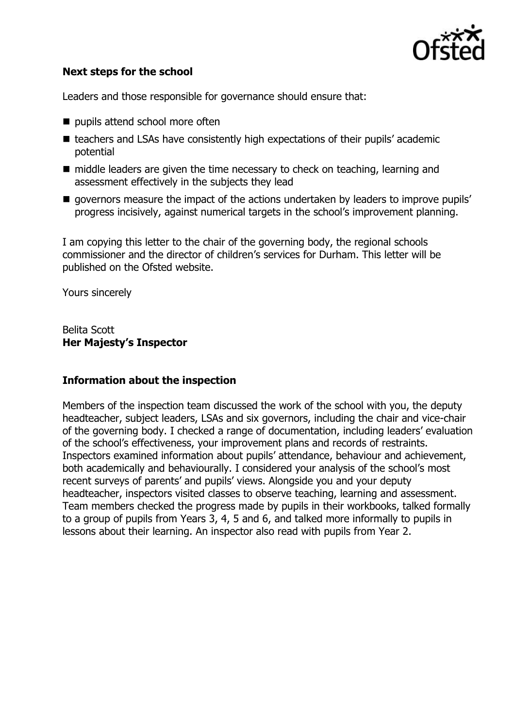**Next steps for the school**

Leaders and those responsible for governance should ensure that:

- pupils attend school more often
- teachers and LSAs have consistently high expectations of their pupils' academic potential
- middle leaders are given the time necessary to check on teaching, learning and assessment effectively in the subjects they lead
- governors measure the impact of the actions undertaken by leaders to improve pupils' progress incisively, against numerical targets in the school's improvement planning.

I am copying this letter to the chair of the governing body, the regional schools commissioner and the director of children's services for Durham. This letter will be published on the Ofsted website.

Yours sincerely

Belita Scott
**Her Majesty's Inspector**

## Information about the inspection

Members of the inspection team discussed the work of the school with you, the deputy headteacher, subject leaders, LSAs and six governors, including the chair and vice-chair of the governing body. I checked a range of documentation, including leaders' evaluation of the school's effectiveness, your improvement plans and records of restraints. Inspectors examined information about pupils' attendance, behaviour and achievement, both academically and behaviourally. I considered your analysis of the school's most recent surveys of parents' and pupils' views. Alongside you and your deputy headteacher, inspectors visited classes to observe teaching, learning and assessment. Team members checked the progress made by pupils in their workbooks, talked formally to a group of pupils from Years 3, 4, 5 and 6, and talked more informally to pupils in lessons about their learning. An inspector also read with pupils from Year 2.